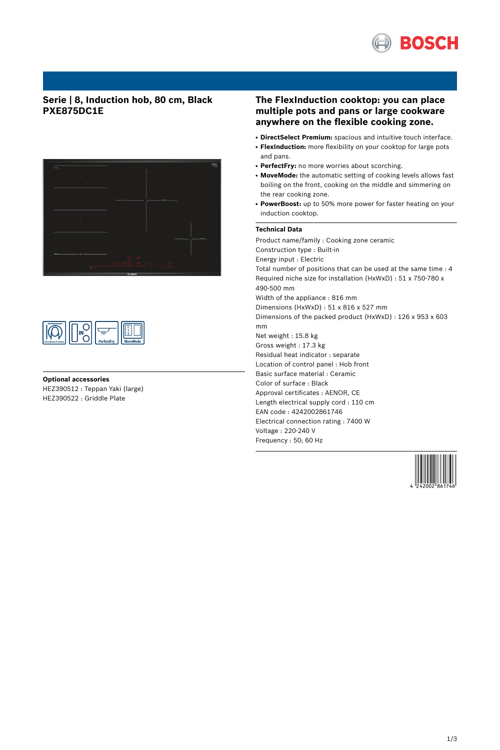# Serie | 8, Induction hob, 80 cm, Black PXE875DC1E

## The FlexInduction cooktop: you can place multiple pots and pans or large cookware anywhere on the flexible cooking zone.

- **DirectSelect Premium:** spacious and intuitive touch interface.
- **FlexInduction:** more flexibility on your cooktop for large pots and pans.
- **PerfectFry:** no more worries about scorching.
- **MoveMode:** the automatic setting of cooking levels allows fast boiling on the front, cooking on the middle and simmering on the rear cooking zone.
- **PowerBoost:** up to 50% more power for faster heating on your induction cooktop.

### Technical Data

Product name/family : Cooking zone ceramic
Construction type : Built-in
Energy input : Electric
Total number of positions that can be used at the same time : 4
Required niche size for installation (HxWxD) : 51 x 750-780 x 490-500 mm
Width of the appliance : 816 mm
Dimensions (HxWxD) : 51 x 816 x 527 mm
Dimensions of the packed product (HxWxD) : 126 x 953 x 603 mm
Net weight : 15.8 kg
Gross weight : 17.3 kg
Residual heat indicator : separate
Location of control panel : Hob front
Basic surface material : Ceramic
Color of surface : Black
Approval certificates : AENOR, CE
Length electrical supply cord : 110 cm
EAN code : 4242002861746
Electrical connection rating : 7400 W
Voltage : 220-240 V
Frequency : 50; 60 Hz

### Optional accessories

HEZ390512 : Teppan Yaki (large)
HEZ390522 : Griddle Plate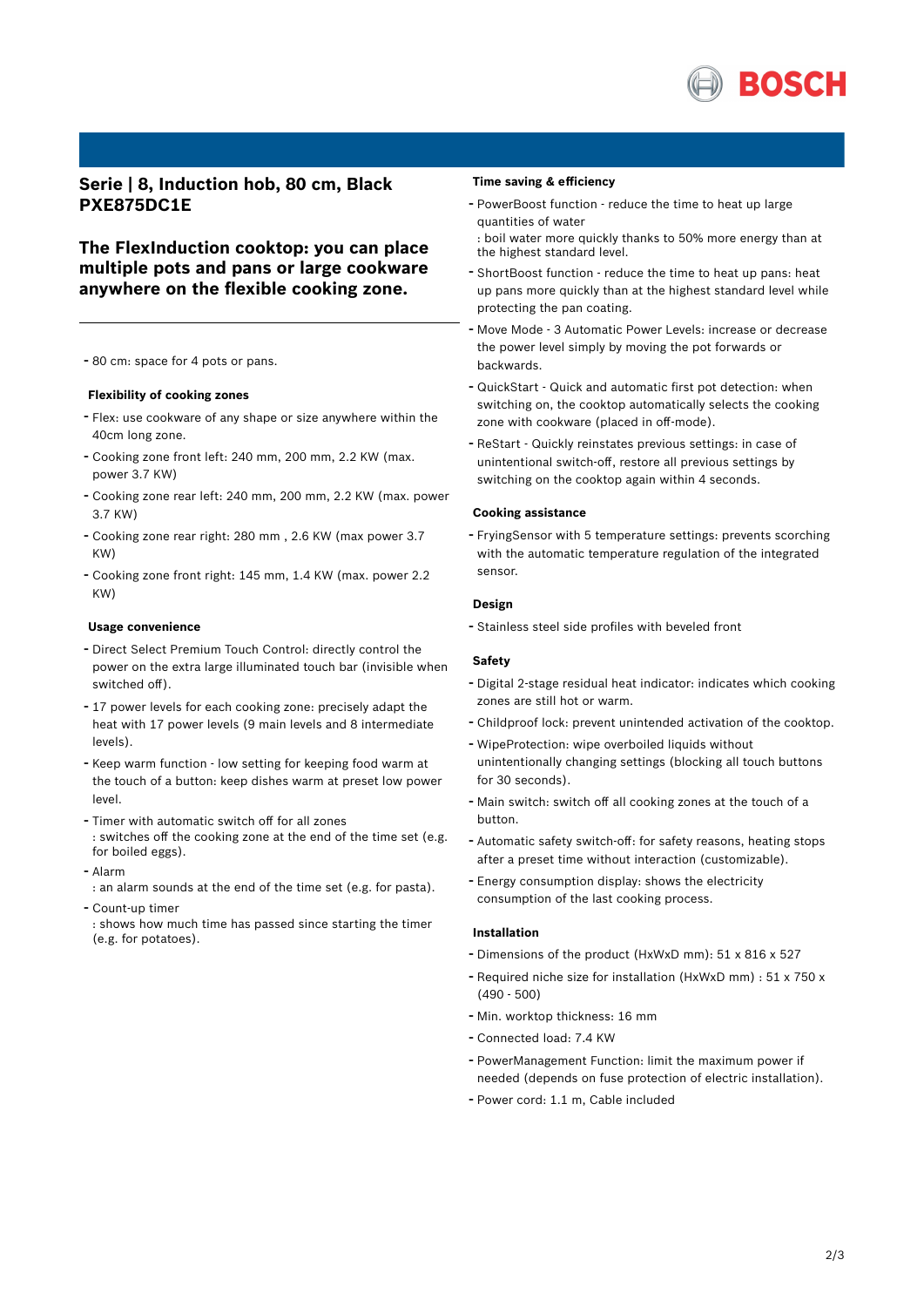## Serie | 8, Induction hob, 80 cm, Black PXE875DC1E

## The FlexInduction cooktop: you can place multiple pots and pans or large cookware anywhere on the flexible cooking zone.

- 80 cm: space for 4 pots or pans.

### Flexibility of cooking zones

- Flex: use cookware of any shape or size anywhere within the 40cm long zone.
- Cooking zone front left: 240 mm, 200 mm, 2.2 KW (max. power 3.7 KW)
- Cooking zone rear left: 240 mm, 200 mm, 2.2 KW (max. power 3.7 KW)
- Cooking zone rear right: 280 mm , 2.6 KW (max power 3.7 KW)
- Cooking zone front right: 145 mm, 1.4 KW (max. power 2.2 KW)

### Usage convenience

- Direct Select Premium Touch Control: directly control the power on the extra large illuminated touch bar (invisible when switched off).
- 17 power levels for each cooking zone: precisely adapt the heat with 17 power levels (9 main levels and 8 intermediate levels).
- Keep warm function - low setting for keeping food warm at the touch of a button: keep dishes warm at preset low power level.
- Timer with automatic switch off for all zones
  : switches off the cooking zone at the end of the time set (e.g. for boiled eggs).
- Alarm
  : an alarm sounds at the end of the time set (e.g. for pasta).
- Count-up timer
  : shows how much time has passed since starting the timer (e.g. for potatoes).

### Time saving & efficiency

- PowerBoost function - reduce the time to heat up large quantities of water
  : boil water more quickly thanks to 50% more energy than at the highest standard level.
- ShortBoost function - reduce the time to heat up pans: heat up pans more quickly than at the highest standard level while protecting the pan coating.
- Move Mode - 3 Automatic Power Levels: increase or decrease the power level simply by moving the pot forwards or backwards.
- QuickStart - Quick and automatic first pot detection: when switching on, the cooktop automatically selects the cooking zone with cookware (placed in off-mode).
- ReStart - Quickly reinstates previous settings: in case of unintentional switch-off, restore all previous settings by switching on the cooktop again within 4 seconds.

### Cooking assistance

- FryingSensor with 5 temperature settings: prevents scorching with the automatic temperature regulation of the integrated sensor.

### Design

- Stainless steel side profiles with beveled front

### Safety

- Digital 2-stage residual heat indicator: indicates which cooking zones are still hot or warm.
- Childproof lock: prevent unintended activation of the cooktop.
- WipeProtection: wipe overboiled liquids without unintentionally changing settings (blocking all touch buttons for 30 seconds).
- Main switch: switch off all cooking zones at the touch of a button.
- Automatic safety switch-off: for safety reasons, heating stops after a preset time without interaction (customizable).
- Energy consumption display: shows the electricity consumption of the last cooking process.

### Installation

- Dimensions of the product (HxWxD mm): 51 x 816 x 527
- Required niche size for installation (HxWxD mm) : 51 x 750 x (490 - 500)
- Min. worktop thickness: 16 mm
- Connected load: 7.4 KW
- PowerManagement Function: limit the maximum power if needed (depends on fuse protection of electric installation).
- Power cord: 1.1 m, Cable included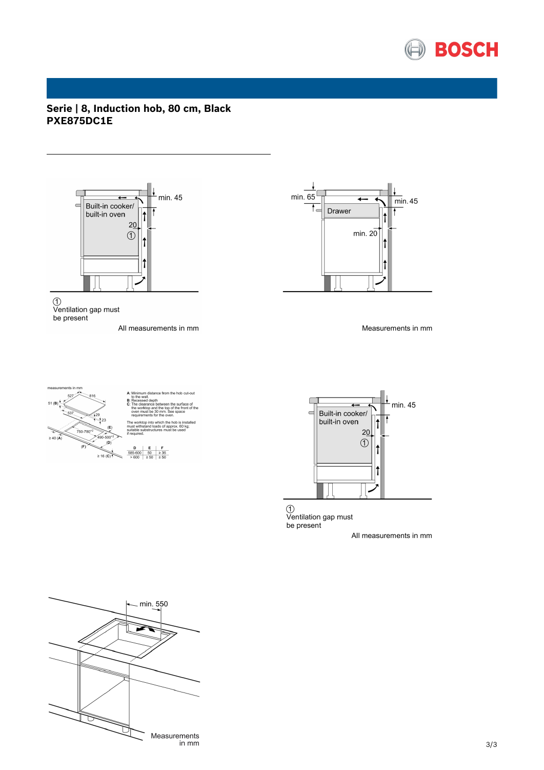# Serie | 8, Induction hob, 80 cm, Black
# PXE875DC1E

min. 45

Built-in cooker/
built-in oven

20

①

① Ventilation gap must be present

All measurements in mm

min. 65

Drawer

min. 45

min. 20

Measurements in mm

measurements in mm

527

816

51 (B)

537

29

23

(E)

750-780⁺²

490-500⁺²

≥ 40 (A)

(D)

(F)

≥ 16 (C)

A: Minimum distance from the hob cut-out to the wall.
B: Recessed depth
C: The clearance between the surface of the worktop and the top of the front of the oven must be 30 mm. See space requirements for the oven.

The worktop into which the hob is installed must withstand loads of approx. 60 kg; suitable substructures must be used if required.

| D | E | F |
| --- | --- | --- |
| 585-600 | 50 | ≥ 35 |
| > 600 | ≥ 50 | ≥ 50 |

min. 45

Built-in cooker/
built-in oven

20

①

① Ventilation gap must be present

All measurements in mm

min. 550

Measurements in mm